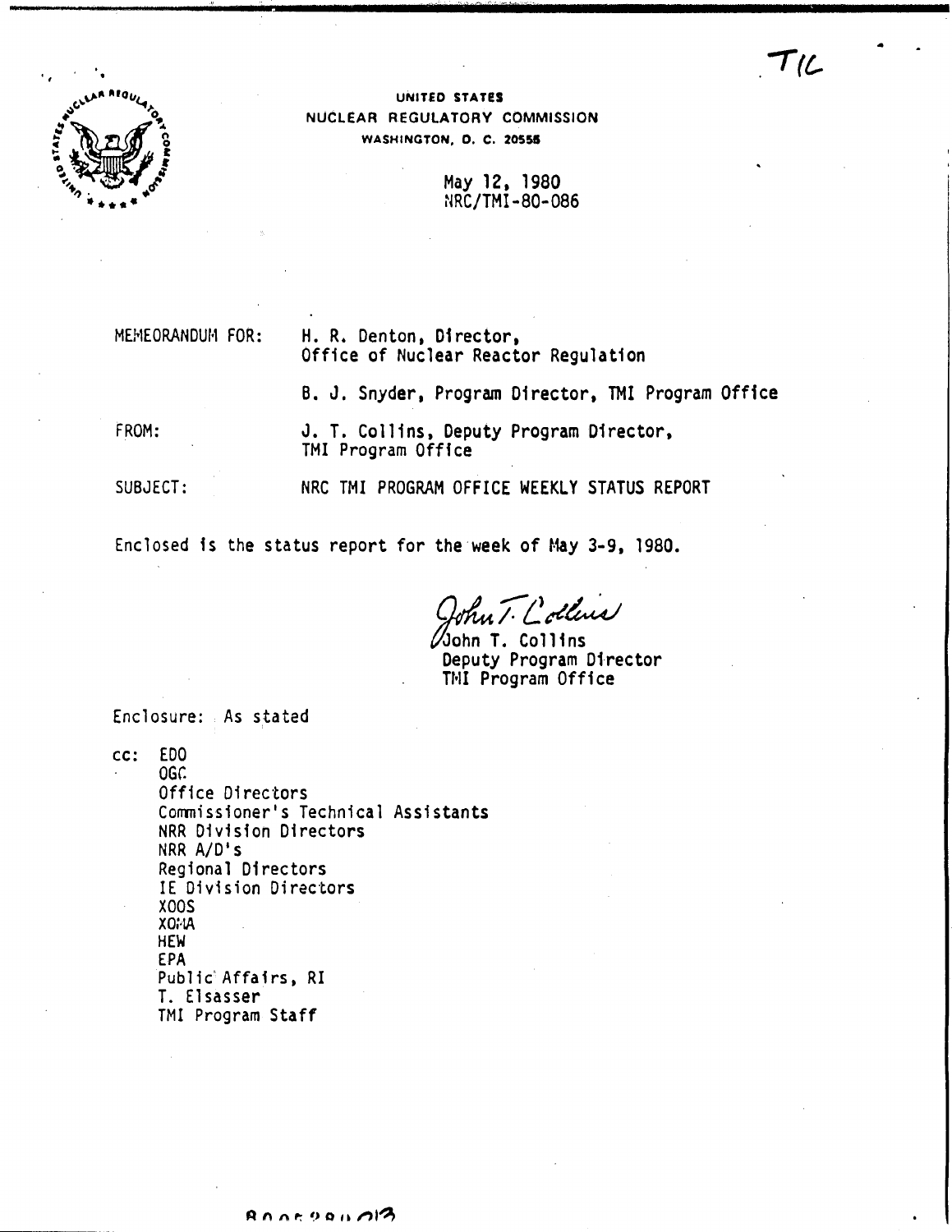TIC

UNITED STATES
NUCLEAR REGULATORY COMMISSION
WASHINGTON, D. C. 20555

May 12, 1980
NRC/TMI-80-086

MEMEORANDUM FOR: H. R. Denton, Director,
Office of Nuclear Reactor Regulation

B. J. Snyder, Program Director, TMI Program Office

FROM: J. T. Collins, Deputy Program Director,
TMI Program Office

SUBJECT: NRC TMI PROGRAM OFFICE WEEKLY STATUS REPORT

Enclosed is the status report for the week of May 3-9, 1980.

John T. Collins
Deputy Program Director
TMI Program Office

Enclosure: As stated

cc: EDO
OGC
Office Directors
Commissioner's Technical Assistants
NRR Division Directors
NRR A/D's
Regional Directors
IE Division Directors
XOOS
XOMA
HEW
EPA
Public Affairs, RI
T. Elsasser
TMI Program Staff

8005280013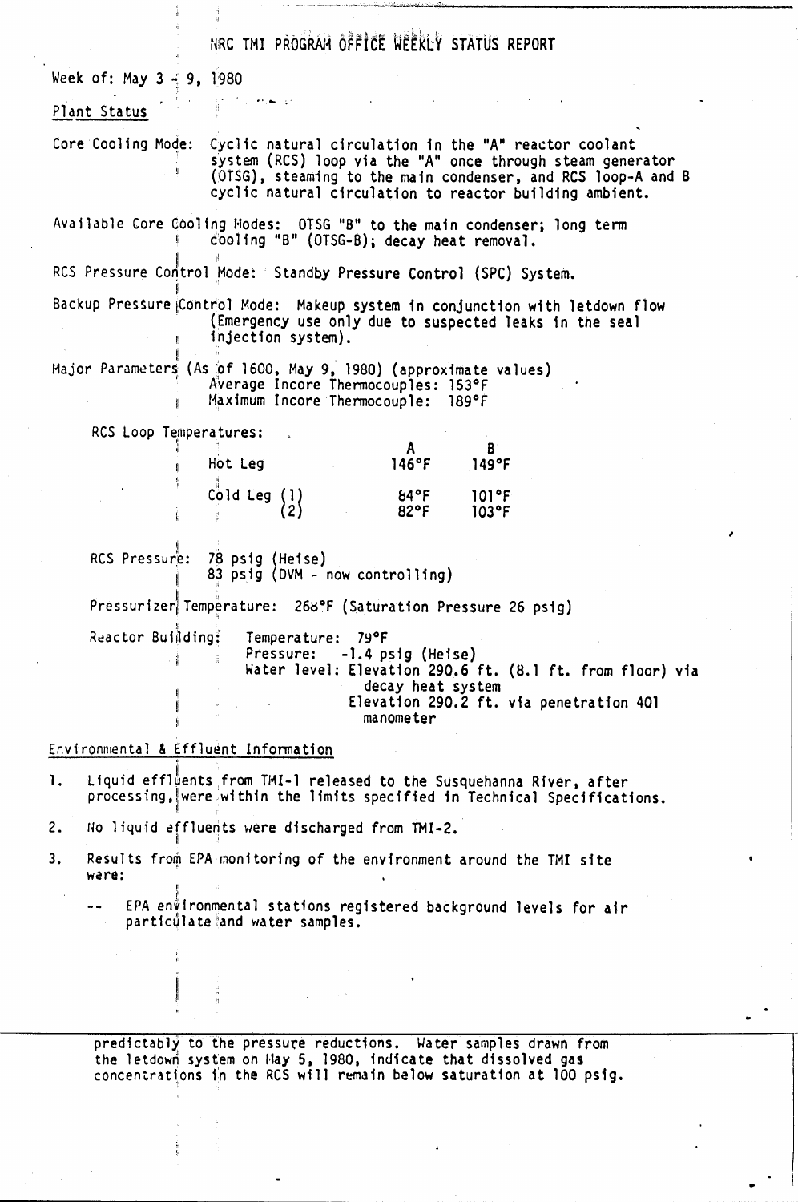# NRC TMI PROGRAM OFFICE WEEKLY STATUS REPORT

Week of: May 3 - 9, 1980

## Plant Status

Core Cooling Mode: Cyclic natural circulation in the "A" reactor coolant system (RCS) loop via the "A" once through steam generator (OTSG), steaming to the main condenser, and RCS loop-A and B cyclic natural circulation to reactor building ambient.

Available Core Cooling Modes: OTSG "B" to the main condenser; long term cooling "B" (OTSG-B); decay heat removal.

RCS Pressure Control Mode: Standby Pressure Control (SPC) System.

Backup Pressure Control Mode: Makeup system in conjunction with letdown flow (Emergency use only due to suspected leaks in the seal injection system).

Major Parameters (As of 1600, May 9, 1980) (approximate values)
Average Incore Thermocouples: 153°F
Maximum Incore Thermocouple: 189°F

RCS Loop Temperatures:

| | A | B |
|---|---|---|
| Hot Leg | 146°F | 149°F |
| Cold Leg (1) | 84°F | 101°F |
| Cold Leg (2) | 82°F | 103°F |

RCS Pressure: 78 psig (Heise)
83 psig (DVM - now controlling)

Pressurizer Temperature: 268°F (Saturation Pressure 26 psig)

Reactor Building: Temperature: 79°F
Pressure: -1.4 psig (Heise)
Water level: Elevation 290.6 ft. (8.1 ft. from floor) via decay heat system
Elevation 290.2 ft. via penetration 401 manometer

## Environmental & Effluent Information

1. Liquid effluents from TMI-1 released to the Susquehanna River, after processing, were within the limits specified in Technical Specifications.
2. No liquid effluents were discharged from TMI-2.
3. Results from EPA monitoring of the environment around the TMI site were:
   -- EPA environmental stations registered background levels for air particulate and water samples.

predictably to the pressure reductions. Water samples drawn from the letdown system on May 5, 1980, indicate that dissolved gas concentrations in the RCS will remain below saturation at 100 psig.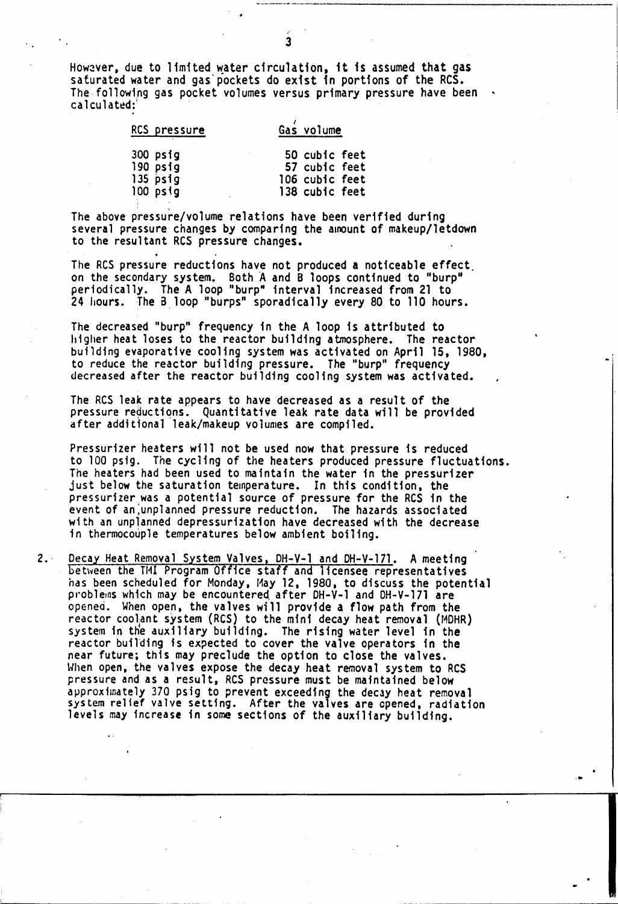However, due to limited water circulation, it is assumed that gas saturated water and gas pockets do exist in portions of the RCS. The following gas pocket volumes versus primary pressure have been calculated:

| RCS pressure | Gas volume |
|---|---|
| 300 psig | 50 cubic feet |
| 190 psig | 57 cubic feet |
| 135 psig | 106 cubic feet |
| 100 psig | 138 cubic feet |

The above pressure/volume relations have been verified during several pressure changes by comparing the amount of makeup/letdown to the resultant RCS pressure changes.

The RCS pressure reductions have not produced a noticeable effect on the secondary system. Both A and B loops continued to "burp" periodically. The A loop "burp" interval increased from 21 to 24 hours. The B loop "burps" sporadically every 80 to 110 hours.

The decreased "burp" frequency in the A loop is attributed to higher heat loses to the reactor building atmosphere. The reactor building evaporative cooling system was activated on April 15, 1980, to reduce the reactor building pressure. The "burp" frequency decreased after the reactor building cooling system was activated.

The RCS leak rate appears to have decreased as a result of the pressure reductions. Quantitative leak rate data will be provided after additional leak/makeup volumes are compiled.

Pressurizer heaters will not be used now that pressure is reduced to 100 psig. The cycling of the heaters produced pressure fluctuations. The heaters had been used to maintain the water in the pressurizer just below the saturation temperature. In this condition, the pressurizer was a potential source of pressure for the RCS in the event of an unplanned pressure reduction. The hazards associated with an unplanned depressurization have decreased with the decrease in thermocouple temperatures below ambient boiling.

2. Decay Heat Removal System Valves, DH-V-1 and DH-V-171. A meeting between the TMI Program Office staff and licensee representatives has been scheduled for Monday, May 12, 1980, to discuss the potential problems which may be encountered after DH-V-1 and DH-V-171 are opened. When open, the valves will provide a flow path from the reactor coolant system (RCS) to the mini decay heat removal (MDHR) system in the auxiliary building. The rising water level in the reactor building is expected to cover the valve operators in the near future; this may preclude the option to close the valves. When open, the valves expose the decay heat removal system to RCS pressure and as a result, RCS pressure must be maintained below approximately 370 psig to prevent exceeding the decay heat removal system relief valve setting. After the valves are opened, radiation levels may increase in some sections of the auxiliary building.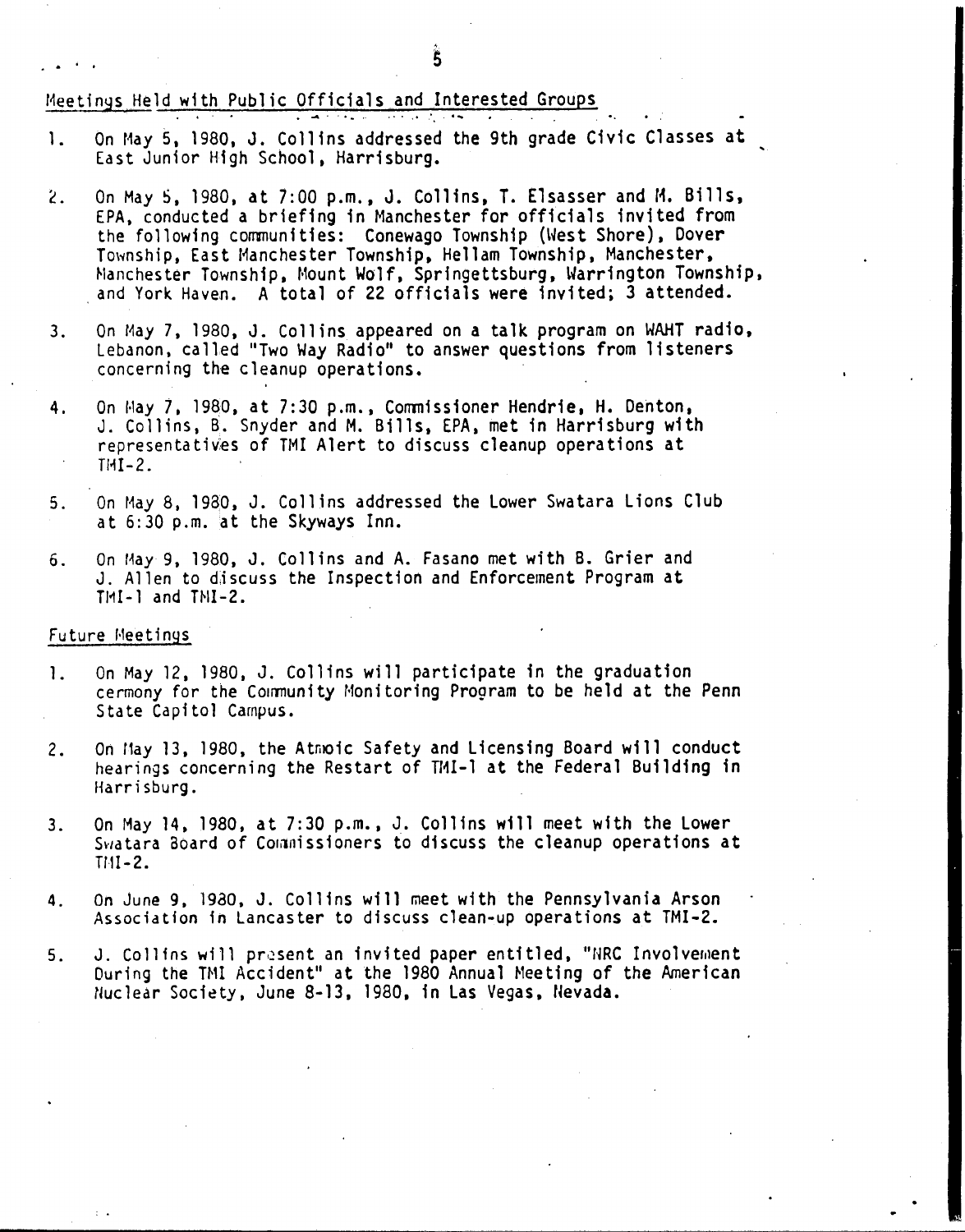## Meetings Held with Public Officials and Interested Groups

1. On May 5, 1980, J. Collins addressed the 9th grade Civic Classes at East Junior High School, Harrisburg.

2. On May 5, 1980, at 7:00 p.m., J. Collins, T. Elsasser and M. Bills, EPA, conducted a briefing in Manchester for officials invited from the following communities: Conewago Township (West Shore), Dover Township, East Manchester Township, Hellam Township, Manchester, Manchester Township, Mount Wolf, Springettsburg, Warrington Township, and York Haven. A total of 22 officials were invited; 3 attended.

3. On May 7, 1980, J. Collins appeared on a talk program on WAHT radio, Lebanon, called "Two Way Radio" to answer questions from listeners concerning the cleanup operations.

4. On May 7, 1980, at 7:30 p.m., Commissioner Hendrie, H. Denton, J. Collins, B. Snyder and M. Bills, EPA, met in Harrisburg with representatives of TMI Alert to discuss cleanup operations at TMI-2.

5. On May 8, 1980, J. Collins addressed the Lower Swatara Lions Club at 6:30 p.m. at the Skyways Inn.

6. On May 9, 1980, J. Collins and A. Fasano met with B. Grier and J. Allen to discuss the Inspection and Enforcement Program at TMI-1 and TMI-2.

## Future Meetings

1. On May 12, 1980, J. Collins will participate in the graduation cermony for the Community Monitoring Program to be held at the Penn State Capitol Campus.

2. On May 13, 1980, the Atmoic Safety and Licensing Board will conduct hearings concerning the Restart of TMI-1 at the Federal Building in Harrisburg.

3. On May 14, 1980, at 7:30 p.m., J. Collins will meet with the Lower Swatara Board of Commissioners to discuss the cleanup operations at TMI-2.

4. On June 9, 1980, J. Collins will meet with the Pennsylvania Arson Association in Lancaster to discuss clean-up operations at TMI-2.

5. J. Collins will present an invited paper entitled, "NRC Involvement During the TMI Accident" at the 1980 Annual Meeting of the American Nuclear Society, June 8-13, 1980, in Las Vegas, Nevada.